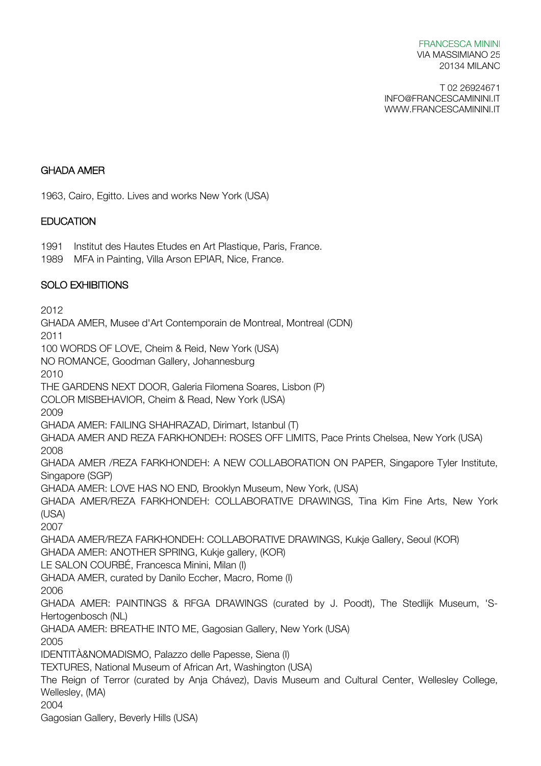FRANCESCA MININI
VIA MASSIMIANO 25
20134 MILANO

T 02 26924671
INFO@FRANCESCAMININI.IT
WWW.FRANCESCAMININI.IT

## GHADA AMER

1963, Cairo, Egitto. Lives and works New York (USA)

## EDUCATION

1991 Institut des Hautes Etudes en Art Plastique, Paris, France.
1989 MFA in Painting, Villa Arson EPIAR, Nice, France.

## SOLO EXHIBITIONS

2012
GHADA AMER, Musee d'Art Contemporain de Montreal, Montreal (CDN)
2011
100 WORDS OF LOVE, Cheim & Reid, New York (USA)
NO ROMANCE, Goodman Gallery, Johannesburg
2010
THE GARDENS NEXT DOOR, Galeria Filomena Soares, Lisbon (P)
COLOR MISBEHAVIOR, Cheim & Read, New York (USA)
2009
GHADA AMER: FAILING SHAHRAZAD, Dirimart, Istanbul (T)
GHADA AMER AND REZA FARKHONDEH: ROSES OFF LIMITS, Pace Prints Chelsea, New York (USA)
2008
GHADA AMER /REZA FARKHONDEH: A NEW COLLABORATION ON PAPER, Singapore Tyler Institute, Singapore (SGP)
GHADA AMER: LOVE HAS NO END, Brooklyn Museum, New York, (USA)
GHADA AMER/REZA FARKHONDEH: COLLABORATIVE DRAWINGS, Tina Kim Fine Arts, New York (USA)
2007
GHADA AMER/REZA FARKHONDEH: COLLABORATIVE DRAWINGS, Kukje Gallery, Seoul (KOR)
GHADA AMER: ANOTHER SPRING, Kukje gallery, (KOR)
LE SALON COURBÉ, Francesca Minini, Milan (I)
GHADA AMER, curated by Danilo Eccher, Macro, Rome (I)
2006
GHADA AMER: PAINTINGS & RFGA DRAWINGS (curated by J. Poodt), The Stedlijk Museum, 'S-Hertogenbosch (NL)
GHADA AMER: BREATHE INTO ME, Gagosian Gallery, New York (USA)
2005
IDENTITÀ&NOMADISMO, Palazzo delle Papesse, Siena (I)
TEXTURES, National Museum of African Art, Washington (USA)
The Reign of Terror (curated by Anja Chávez), Davis Museum and Cultural Center, Wellesley College, Wellesley, (MA)
2004
Gagosian Gallery, Beverly Hills (USA)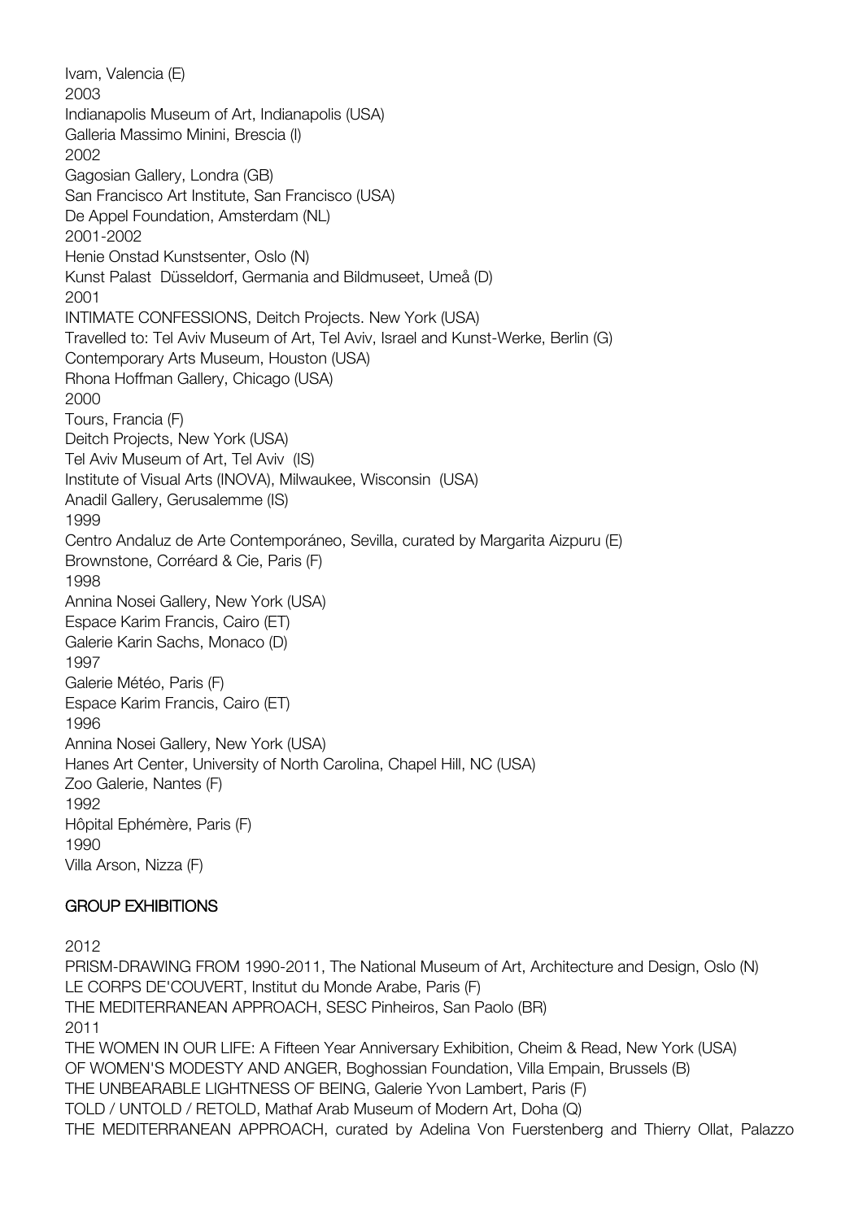Ivam, Valencia (E)

2003

Indianapolis Museum of Art, Indianapolis (USA)

Galleria Massimo Minini, Brescia (I)

2002

Gagosian Gallery, Londra (GB)

San Francisco Art Institute, San Francisco (USA)

De Appel Foundation, Amsterdam (NL)

2001-2002

Henie Onstad Kunstsenter, Oslo (N)

Kunst Palast Düsseldorf, Germania and Bildmuseet, Umeå (D)

2001

INTIMATE CONFESSIONS, Deitch Projects. New York (USA)

Travelled to: Tel Aviv Museum of Art, Tel Aviv, Israel and Kunst-Werke, Berlin (G)

Contemporary Arts Museum, Houston (USA)

Rhona Hoffman Gallery, Chicago (USA)

2000

Tours, Francia (F)

Deitch Projects, New York (USA)

Tel Aviv Museum of Art, Tel Aviv (IS)

Institute of Visual Arts (INOVA), Milwaukee, Wisconsin (USA)

Anadil Gallery, Gerusalemme (IS)

1999

Centro Andaluz de Arte Contemporáneo, Sevilla, curated by Margarita Aizpuru (E)

Brownstone, Corréard & Cie, Paris (F)

1998

Annina Nosei Gallery, New York (USA)

Espace Karim Francis, Cairo (ET)

Galerie Karin Sachs, Monaco (D)

1997

Galerie Météo, Paris (F)

Espace Karim Francis, Cairo (ET)

1996

Annina Nosei Gallery, New York (USA)

Hanes Art Center, University of North Carolina, Chapel Hill, NC (USA)

Zoo Galerie, Nantes (F)

1992

Hôpital Ephémère, Paris (F)

1990

Villa Arson, Nizza (F)

## GROUP EXHIBITIONS

2012

PRISM-DRAWING FROM 1990-2011, The National Museum of Art, Architecture and Design, Oslo (N)

LE CORPS DE'COUVERT, Institut du Monde Arabe, Paris (F)

THE MEDITERRANEAN APPROACH, SESC Pinheiros, San Paolo (BR)

2011

THE WOMEN IN OUR LIFE: A Fifteen Year Anniversary Exhibition, Cheim & Read, New York (USA)

OF WOMEN'S MODESTY AND ANGER, Boghossian Foundation, Villa Empain, Brussels (B)

THE UNBEARABLE LIGHTNESS OF BEING, Galerie Yvon Lambert, Paris (F)

TOLD / UNTOLD / RETOLD, Mathaf Arab Museum of Modern Art, Doha (Q)

THE MEDITERRANEAN APPROACH, curated by Adelina Von Fuerstenberg and Thierry Ollat, Palazzo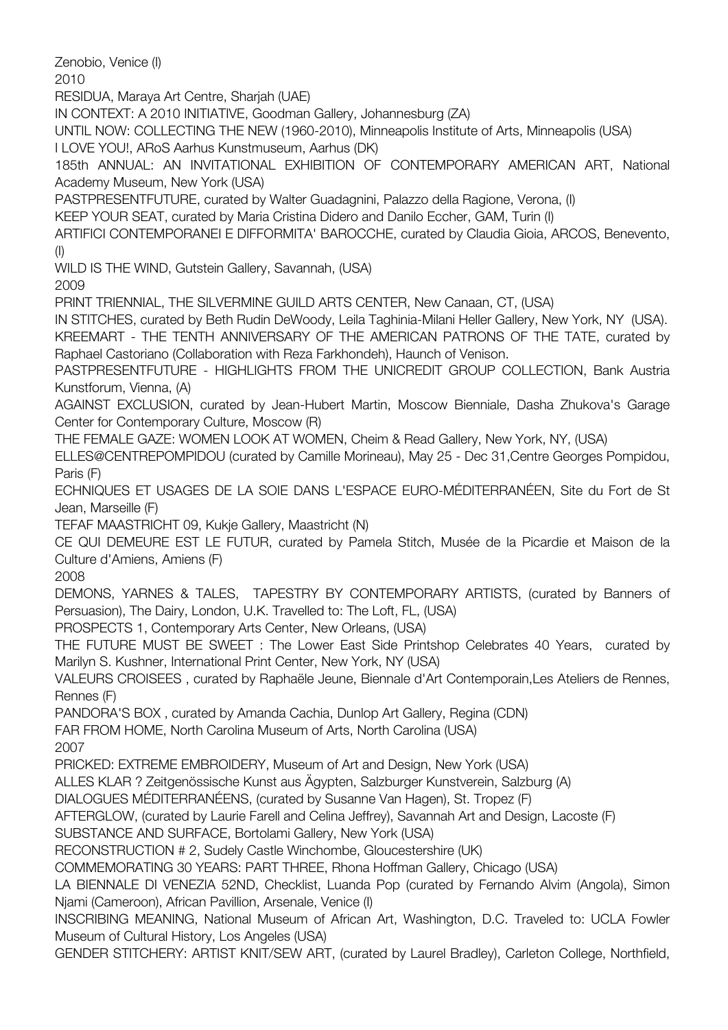Zenobio, Venice (I)

2010

RESIDUA, Maraya Art Centre, Sharjah (UAE)

IN CONTEXT: A 2010 INITIATIVE, Goodman Gallery, Johannesburg (ZA)

UNTIL NOW: COLLECTING THE NEW (1960-2010), Minneapolis Institute of Arts, Minneapolis (USA)

I LOVE YOU!, ARoS Aarhus Kunstmuseum, Aarhus (DK)

185th ANNUAL: AN INVITATIONAL EXHIBITION OF CONTEMPORARY AMERICAN ART, National Academy Museum, New York (USA)

PASTPRESENTFUTURE, curated by Walter Guadagnini, Palazzo della Ragione, Verona, (I)

KEEP YOUR SEAT, curated by Maria Cristina Didero and Danilo Eccher, GAM, Turin (I)

ARTIFICI CONTEMPORANEI E DIFFORMITA' BAROCCHE, curated by Claudia Gioia, ARCOS, Benevento, (I)

WILD IS THE WIND, Gutstein Gallery, Savannah, (USA)

2009

PRINT TRIENNIAL, THE SILVERMINE GUILD ARTS CENTER, New Canaan, CT, (USA)

IN STITCHES, curated by Beth Rudin DeWoody, Leila Taghinia-Milani Heller Gallery, New York, NY (USA).

KREEMART - THE TENTH ANNIVERSARY OF THE AMERICAN PATRONS OF THE TATE, curated by Raphael Castoriano (Collaboration with Reza Farkhondeh), Haunch of Venison.

PASTPRESENTFUTURE - HIGHLIGHTS FROM THE UNICREDIT GROUP COLLECTION, Bank Austria Kunstforum, Vienna, (A)

AGAINST EXCLUSION, curated by Jean-Hubert Martin, Moscow Bienniale, Dasha Zhukova's Garage Center for Contemporary Culture, Moscow (R)

THE FEMALE GAZE: WOMEN LOOK AT WOMEN, Cheim & Read Gallery, New York, NY, (USA)

ELLES@CENTREPOMPIDOU (curated by Camille Morineau), May 25 - Dec 31,Centre Georges Pompidou, Paris (F)

ECHNIQUES ET USAGES DE LA SOIE DANS L'ESPACE EURO-MÉDITERRANÉEN, Site du Fort de St Jean, Marseille (F)

TEFAF MAASTRICHT 09, Kukje Gallery, Maastricht (N)

CE QUI DEMEURE EST LE FUTUR, curated by Pamela Stitch, Musée de la Picardie et Maison de la Culture d'Amiens, Amiens (F)

2008

DEMONS, YARNES & TALES, TAPESTRY BY CONTEMPORARY ARTISTS, (curated by Banners of Persuasion), The Dairy, London, U.K. Travelled to: The Loft, FL, (USA)

PROSPECTS 1, Contemporary Arts Center, New Orleans, (USA)

THE FUTURE MUST BE SWEET : The Lower East Side Printshop Celebrates 40 Years, curated by Marilyn S. Kushner, International Print Center, New York, NY (USA)

VALEURS CROISEES , curated by Raphaële Jeune, Biennale d'Art Contemporain,Les Ateliers de Rennes, Rennes (F)

PANDORA'S BOX , curated by Amanda Cachia, Dunlop Art Gallery, Regina (CDN)

FAR FROM HOME, North Carolina Museum of Arts, North Carolina (USA)

2007

PRICKED: EXTREME EMBROIDERY, Museum of Art and Design, New York (USA)

ALLES KLAR ? Zeitgenössische Kunst aus Ägypten, Salzburger Kunstverein, Salzburg (A)

DIALOGUES MÉDITERRANÉENS, (curated by Susanne Van Hagen), St. Tropez (F)

AFTERGLOW, (curated by Laurie Farell and Celina Jeffrey), Savannah Art and Design, Lacoste (F)

SUBSTANCE AND SURFACE, Bortolami Gallery, New York (USA)

RECONSTRUCTION # 2, Sudely Castle Winchombe, Gloucestershire (UK)

COMMEMORATING 30 YEARS: PART THREE, Rhona Hoffman Gallery, Chicago (USA)

LA BIENNALE DI VENEZIA 52ND, Checklist, Luanda Pop (curated by Fernando Alvim (Angola), Simon Njami (Cameroon), African Pavillion, Arsenale, Venice (I)

INSCRIBING MEANING, National Museum of African Art, Washington, D.C. Traveled to: UCLA Fowler Museum of Cultural History, Los Angeles (USA)

GENDER STITCHERY: ARTIST KNIT/SEW ART, (curated by Laurel Bradley), Carleton College, Northfield,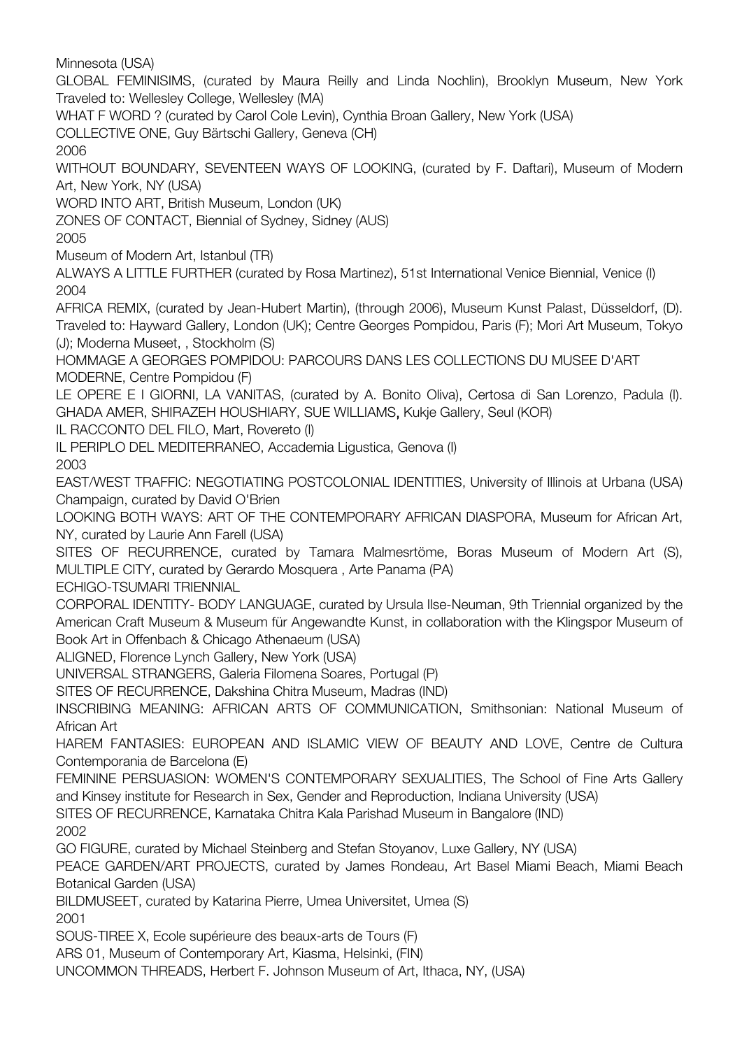Minnesota (USA)

GLOBAL FEMINISIMS, (curated by Maura Reilly and Linda Nochlin), Brooklyn Museum, New York Traveled to: Wellesley College, Wellesley (MA)

WHAT F WORD ? (curated by Carol Cole Levin), Cynthia Broan Gallery, New York (USA)

COLLECTIVE ONE, Guy Bärtschi Gallery, Geneva (CH)

2006

WITHOUT BOUNDARY, SEVENTEEN WAYS OF LOOKING, (curated by F. Daftari), Museum of Modern Art, New York, NY (USA)

WORD INTO ART, British Museum, London (UK)

ZONES OF CONTACT, Biennial of Sydney, Sidney (AUS)

2005

Museum of Modern Art, Istanbul (TR)

ALWAYS A LITTLE FURTHER (curated by Rosa Martinez), 51st International Venice Biennial, Venice (I)

2004

AFRICA REMIX, (curated by Jean-Hubert Martin), (through 2006), Museum Kunst Palast, Düsseldorf, (D). Traveled to: Hayward Gallery, London (UK); Centre Georges Pompidou, Paris (F); Mori Art Museum, Tokyo (J); Moderna Museet, , Stockholm (S)

HOMMAGE A GEORGES POMPIDOU: PARCOURS DANS LES COLLECTIONS DU MUSEE D'ART MODERNE, Centre Pompidou (F)

LE OPERE E I GIORNI, LA VANITAS, (curated by A. Bonito Oliva), Certosa di San Lorenzo, Padula (I).

GHADA AMER, SHIRAZEH HOUSHIARY, SUE WILLIAMS, Kukje Gallery, Seul (KOR)

IL RACCONTO DEL FILO, Mart, Rovereto (I)

IL PERIPLO DEL MEDITERRANEO, Accademia Ligustica, Genova (I)

2003

EAST/WEST TRAFFIC: NEGOTIATING POSTCOLONIAL IDENTITIES, University of Illinois at Urbana (USA) Champaign, curated by David O'Brien

LOOKING BOTH WAYS: ART OF THE CONTEMPORARY AFRICAN DIASPORA, Museum for African Art, NY, curated by Laurie Ann Farell (USA)

SITES OF RECURRENCE, curated by Tamara Malmesrtöme, Boras Museum of Modern Art (S), MULTIPLE CITY, curated by Gerardo Mosquera , Arte Panama (PA)

ECHIGO-TSUMARI TRIENNIAL

CORPORAL IDENTITY- BODY LANGUAGE, curated by Ursula Ilse-Neuman, 9th Triennial organized by the American Craft Museum & Museum für Angewandte Kunst, in collaboration with the Klingspor Museum of Book Art in Offenbach & Chicago Athenaeum (USA)

ALIGNED, Florence Lynch Gallery, New York (USA)

UNIVERSAL STRANGERS, Galeria Filomena Soares, Portugal (P)

SITES OF RECURRENCE, Dakshina Chitra Museum, Madras (IND)

INSCRIBING MEANING: AFRICAN ARTS OF COMMUNICATION, Smithsonian: National Museum of African Art

HAREM FANTASIES: EUROPEAN AND ISLAMIC VIEW OF BEAUTY AND LOVE, Centre de Cultura Contemporania de Barcelona (E)

FEMININE PERSUASION: WOMEN'S CONTEMPORARY SEXUALITIES, The School of Fine Arts Gallery and Kinsey institute for Research in Sex, Gender and Reproduction, Indiana University (USA)

SITES OF RECURRENCE, Karnataka Chitra Kala Parishad Museum in Bangalore (IND)

2002

GO FIGURE, curated by Michael Steinberg and Stefan Stoyanov, Luxe Gallery, NY (USA)

PEACE GARDEN/ART PROJECTS, curated by James Rondeau, Art Basel Miami Beach, Miami Beach Botanical Garden (USA)

BILDMUSEET, curated by Katarina Pierre, Umea Universitet, Umea (S)

2001

SOUS-TIREE X, Ecole supérieure des beaux-arts de Tours (F)

ARS 01, Museum of Contemporary Art, Kiasma, Helsinki, (FIN)

UNCOMMON THREADS, Herbert F. Johnson Museum of Art, Ithaca, NY, (USA)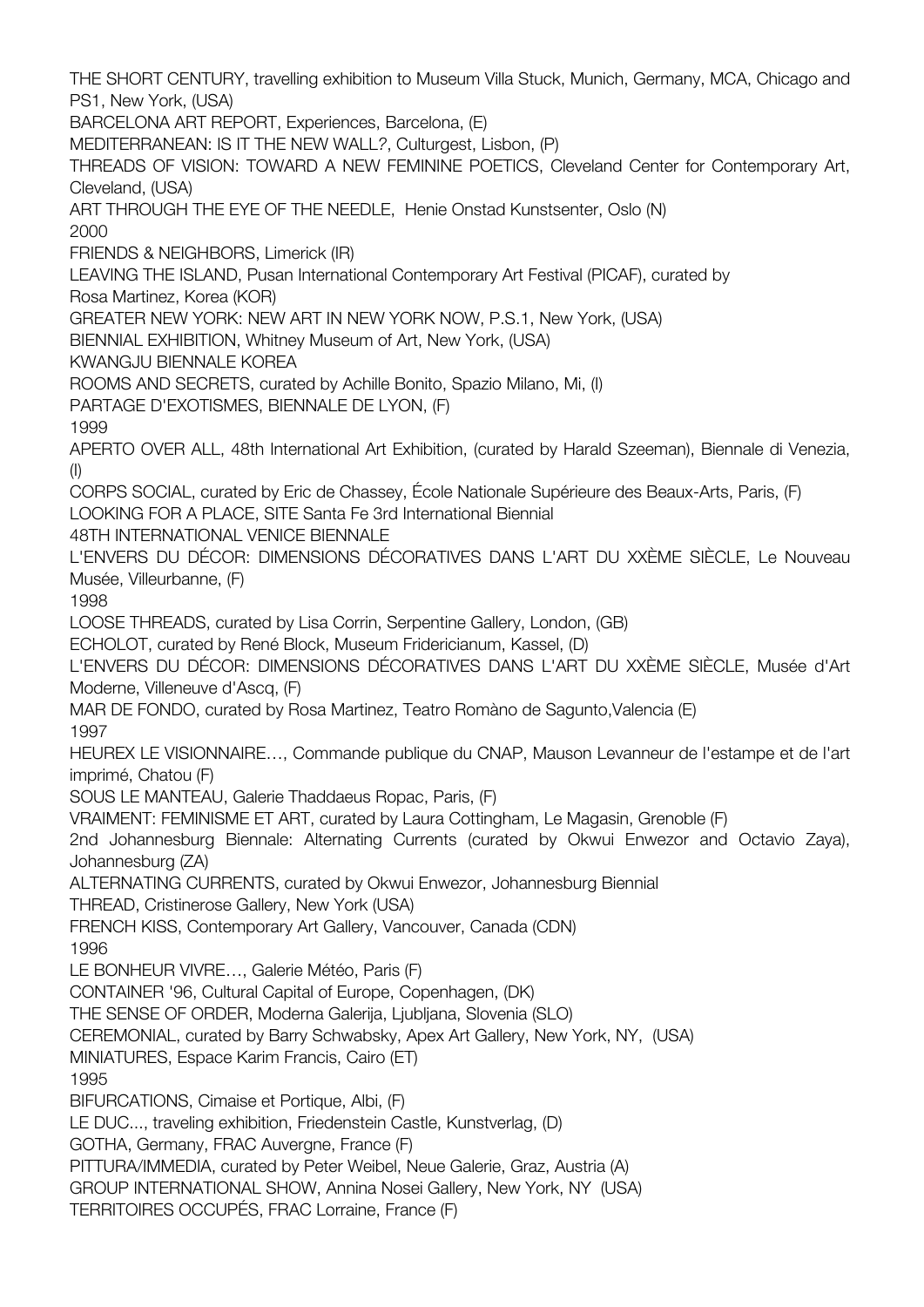THE SHORT CENTURY, travelling exhibition to Museum Villa Stuck, Munich, Germany, MCA, Chicago and PS1, New York, (USA)
BARCELONA ART REPORT, Experiences, Barcelona, (E)
MEDITERRANEAN: IS IT THE NEW WALL?, Culturgest, Lisbon, (P)
THREADS OF VISION: TOWARD A NEW FEMININE POETICS, Cleveland Center for Contemporary Art, Cleveland, (USA)
ART THROUGH THE EYE OF THE NEEDLE, Henie Onstad Kunstsenter, Oslo (N)

2000

FRIENDS & NEIGHBORS, Limerick (IR)
LEAVING THE ISLAND, Pusan International Contemporary Art Festival (PICAF), curated by Rosa Martinez, Korea (KOR)
GREATER NEW YORK: NEW ART IN NEW YORK NOW, P.S.1, New York, (USA)
BIENNIAL EXHIBITION, Whitney Museum of Art, New York, (USA)
KWANGJU BIENNALE KOREA
ROOMS AND SECRETS, curated by Achille Bonito, Spazio Milano, Mi, (I)
PARTAGE D'EXOTISMES, BIENNALE DE LYON, (F)

1999

APERTO OVER ALL, 48th International Art Exhibition, (curated by Harald Szeeman), Biennale di Venezia, (I)
CORPS SOCIAL, curated by Eric de Chassey, École Nationale Supérieure des Beaux-Arts, Paris, (F)
LOOKING FOR A PLACE, SITE Santa Fe 3rd International Biennial
48TH INTERNATIONAL VENICE BIENNALE
L'ENVERS DU DÉCOR: DIMENSIONS DÉCORATIVES DANS L'ART DU XXÈME SIÈCLE, Le Nouveau Musée, Villeurbanne, (F)

1998

LOOSE THREADS, curated by Lisa Corrin, Serpentine Gallery, London, (GB)
ECHOLOT, curated by René Block, Museum Fridericianum, Kassel, (D)
L'ENVERS DU DÉCOR: DIMENSIONS DÉCORATIVES DANS L'ART DU XXÈME SIÈCLE, Musée d'Art Moderne, Villeneuve d'Ascq, (F)
MAR DE FONDO, curated by Rosa Martinez, Teatro Romàno de Sagunto,Valencia (E)

1997

HEUREX LE VISIONNAIRE…, Commande publique du CNAP, Mauson Levanneur de l'estampe et de l'art imprimé, Chatou (F)
SOUS LE MANTEAU, Galerie Thaddaeus Ropac, Paris, (F)
VRAIMENT: FEMINISME ET ART, curated by Laura Cottingham, Le Magasin, Grenoble (F)
2nd Johannesburg Biennale: Alternating Currents (curated by Okwui Enwezor and Octavio Zaya), Johannesburg (ZA)
ALTERNATING CURRENTS, curated by Okwui Enwezor, Johannesburg Biennial
THREAD, Cristinerose Gallery, New York (USA)
FRENCH KISS, Contemporary Art Gallery, Vancouver, Canada (CDN)

1996

LE BONHEUR VIVRE…, Galerie Météo, Paris (F)
CONTAINER '96, Cultural Capital of Europe, Copenhagen, (DK)
THE SENSE OF ORDER, Moderna Galerija, Ljubljana, Slovenia (SLO)
CEREMONIAL, curated by Barry Schwabsky, Apex Art Gallery, New York, NY, (USA)
MINIATURES, Espace Karim Francis, Cairo (ET)

1995

BIFURCATIONS, Cimaise et Portique, Albi, (F)
LE DUC..., traveling exhibition, Friedenstein Castle, Kunstverlag, (D)
GOTHA, Germany, FRAC Auvergne, France (F)
PITTURA/IMMEDIA, curated by Peter Weibel, Neue Galerie, Graz, Austria (A)
GROUP INTERNATIONAL SHOW, Annina Nosei Gallery, New York, NY (USA)
TERRITOIRES OCCUPÉS, FRAC Lorraine, France (F)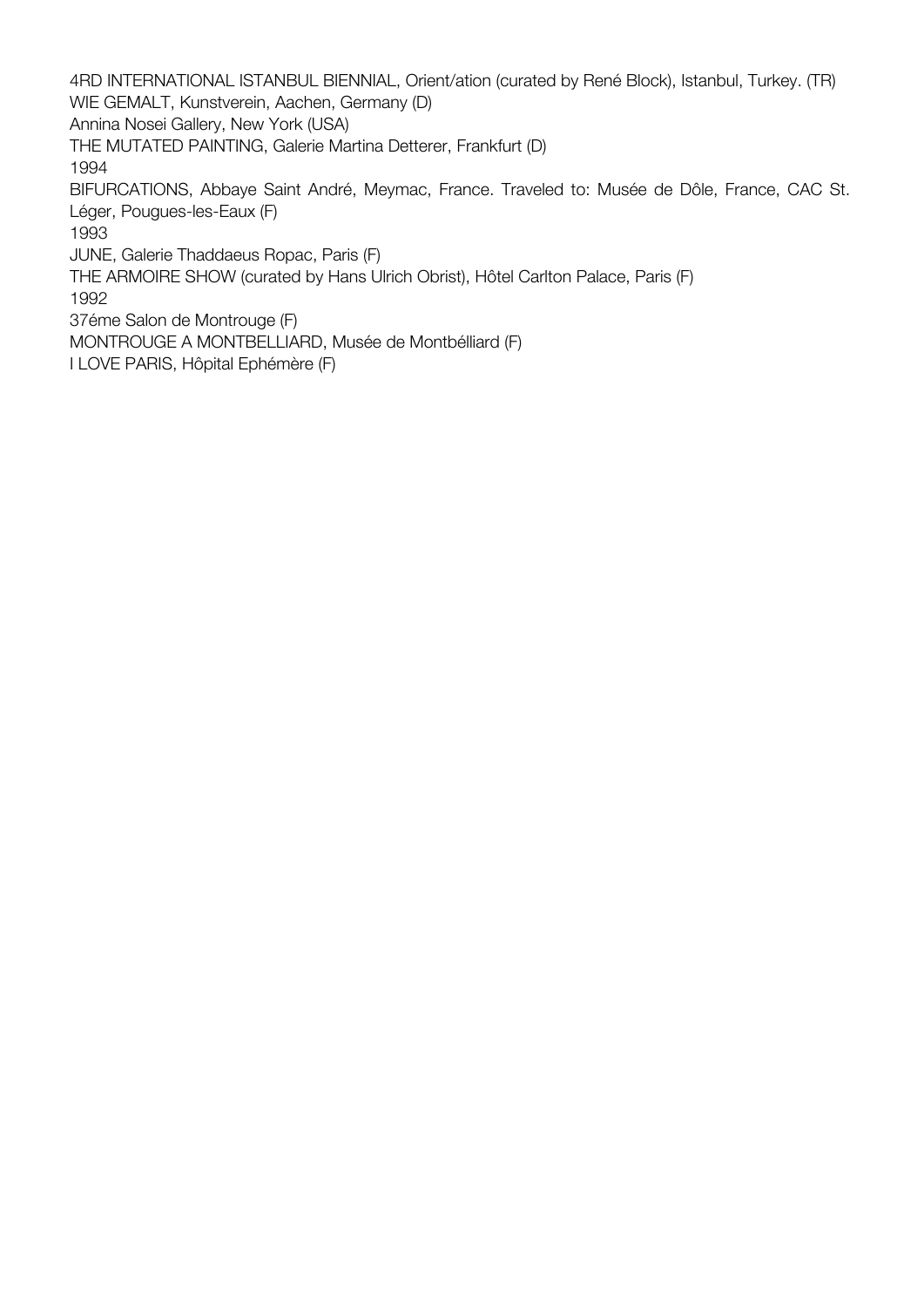4RD INTERNATIONAL ISTANBUL BIENNIAL, Orient/ation (curated by René Block), Istanbul, Turkey. (TR)
WIE GEMALT, Kunstverein, Aachen, Germany (D)
Annina Nosei Gallery, New York (USA)
THE MUTATED PAINTING, Galerie Martina Detterer, Frankfurt (D)

1994

BIFURCATIONS, Abbaye Saint André, Meymac, France. Traveled to: Musée de Dôle, France, CAC St. Léger, Pougues-les-Eaux (F)

1993

JUNE, Galerie Thaddaeus Ropac, Paris (F)
THE ARMOIRE SHOW (curated by Hans Ulrich Obrist), Hôtel Carlton Palace, Paris (F)

1992

37éme Salon de Montrouge (F)
MONTROUGE A MONTBELLIARD, Musée de Montbélliard (F)
I LOVE PARIS, Hôpital Ephémère (F)